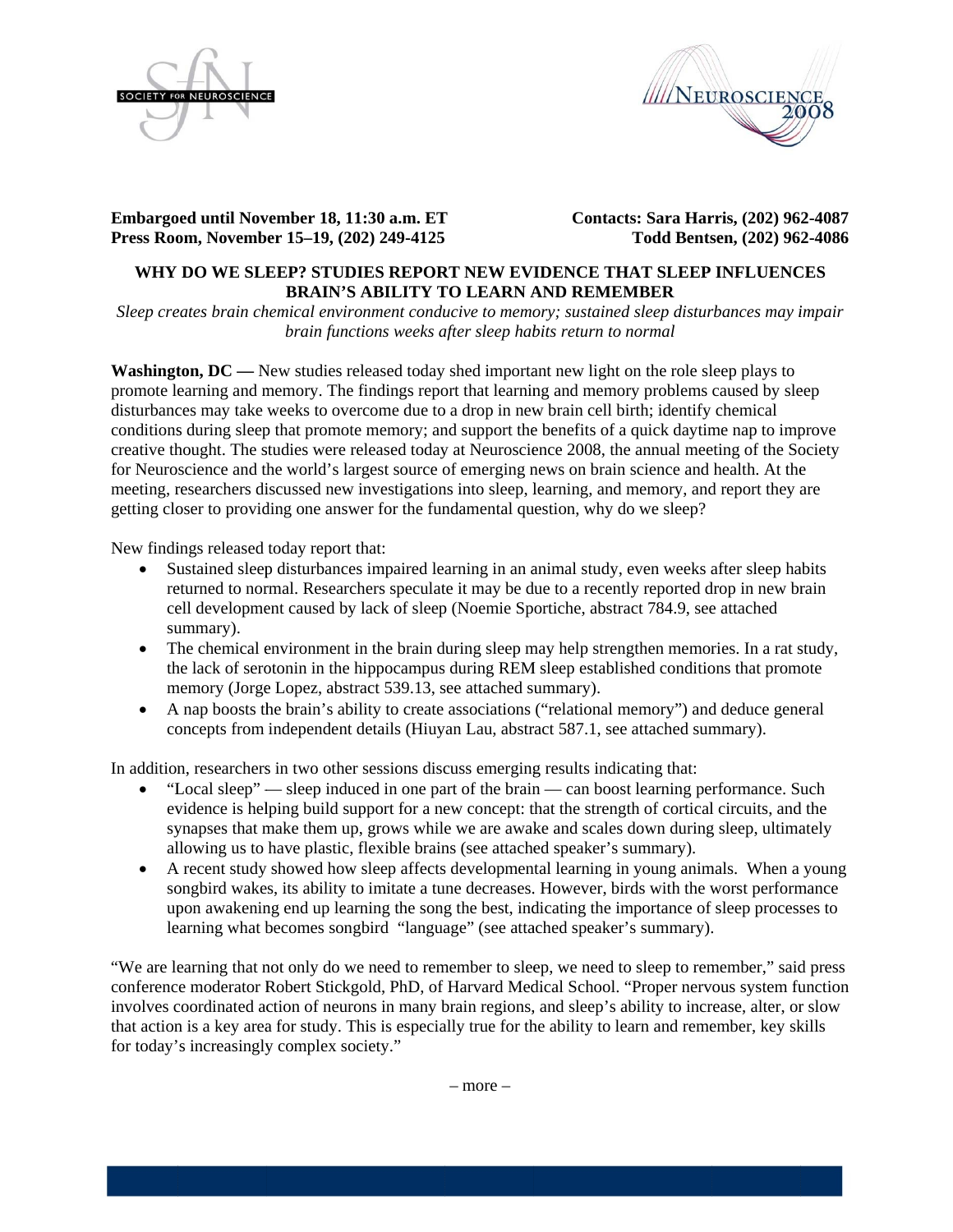SOCIETY FOR NEUROSCIENCE

NEUROSCIENCE 2008

**Embargoed until November 18, 11:30 a.m. ET**
**Press Room, November 15–19, (202) 249-4125**

**Contacts: Sara Harris, (202) 962-4087**
**Todd Bentsen, (202) 962-4086**

**WHY DO WE SLEEP? STUDIES REPORT NEW EVIDENCE THAT SLEEP INFLUENCES BRAIN'S ABILITY TO LEARN AND REMEMBER**

*Sleep creates brain chemical environment conducive to memory; sustained sleep disturbances may impair brain functions weeks after sleep habits return to normal*

**Washington, DC —** New studies released today shed important new light on the role sleep plays to promote learning and memory. The findings report that learning and memory problems caused by sleep disturbances may take weeks to overcome due to a drop in new brain cell birth; identify chemical conditions during sleep that promote memory; and support the benefits of a quick daytime nap to improve creative thought. The studies were released today at Neuroscience 2008, the annual meeting of the Society for Neuroscience and the world's largest source of emerging news on brain science and health. At the meeting, researchers discussed new investigations into sleep, learning, and memory, and report they are getting closer to providing one answer for the fundamental question, why do we sleep?

New findings released today report that:

- Sustained sleep disturbances impaired learning in an animal study, even weeks after sleep habits returned to normal. Researchers speculate it may be due to a recently reported drop in new brain cell development caused by lack of sleep (Noemie Sportiche, abstract 784.9, see attached summary).
- The chemical environment in the brain during sleep may help strengthen memories. In a rat study, the lack of serotonin in the hippocampus during REM sleep established conditions that promote memory (Jorge Lopez, abstract 539.13, see attached summary).
- A nap boosts the brain's ability to create associations ("relational memory") and deduce general concepts from independent details (Hiuyan Lau, abstract 587.1, see attached summary).

In addition, researchers in two other sessions discuss emerging results indicating that:

- "Local sleep" — sleep induced in one part of the brain — can boost learning performance. Such evidence is helping build support for a new concept: that the strength of cortical circuits, and the synapses that make them up, grows while we are awake and scales down during sleep, ultimately allowing us to have plastic, flexible brains (see attached speaker's summary).
- A recent study showed how sleep affects developmental learning in young animals. When a young songbird wakes, its ability to imitate a tune decreases. However, birds with the worst performance upon awakening end up learning the song the best, indicating the importance of sleep processes to learning what becomes songbird "language" (see attached speaker's summary).

"We are learning that not only do we need to remember to sleep, we need to sleep to remember," said press conference moderator Robert Stickgold, PhD, of Harvard Medical School. "Proper nervous system function involves coordinated action of neurons in many brain regions, and sleep's ability to increase, alter, or slow that action is a key area for study. This is especially true for the ability to learn and remember, key skills for today's increasingly complex society."

– more –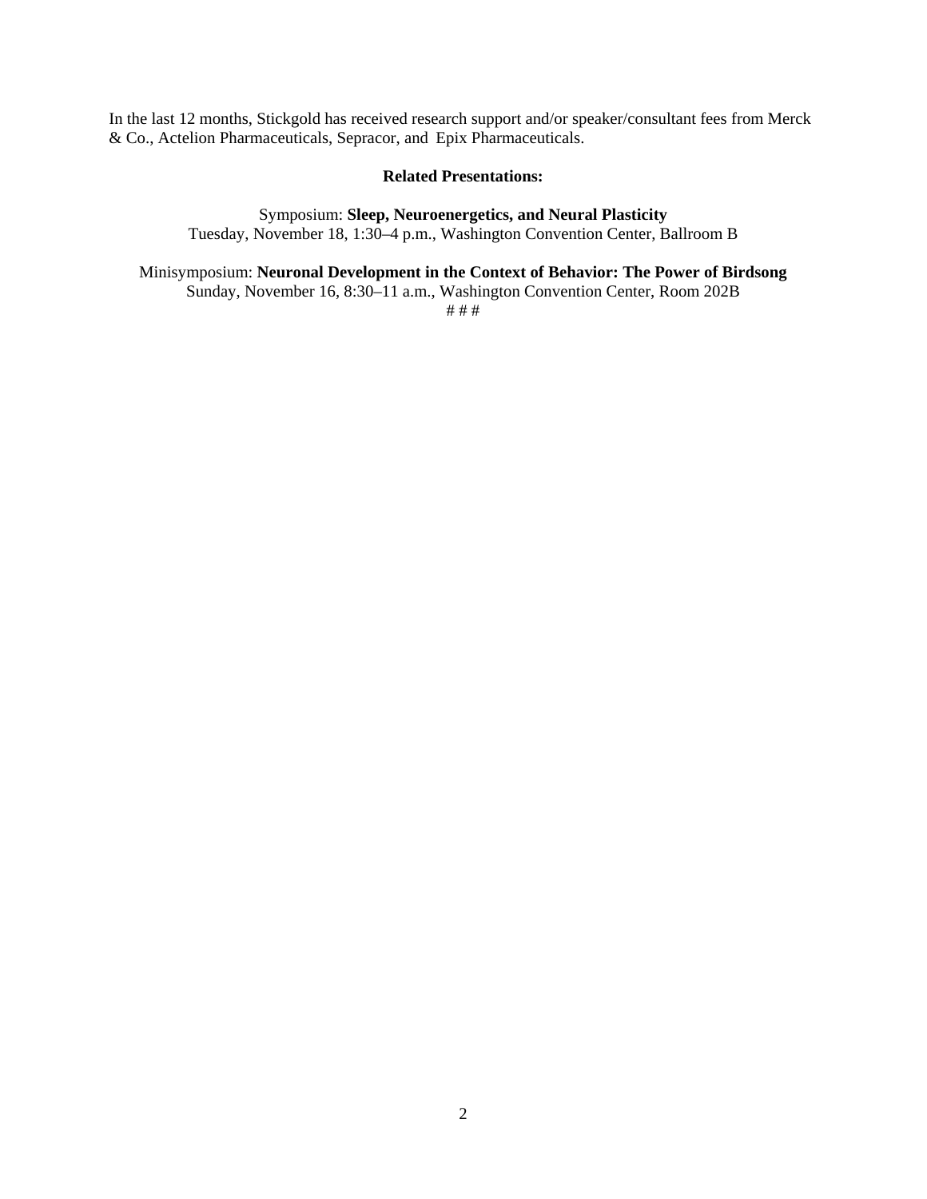In the last 12 months, Stickgold has received research support and/or speaker/consultant fees from Merck & Co., Actelion Pharmaceuticals, Sepracor, and Epix Pharmaceuticals.

**Related Presentations:**

Symposium: **Sleep, Neuroenergetics, and Neural Plasticity**
Tuesday, November 18, 1:30–4 p.m., Washington Convention Center, Ballroom B

Minisymposium: **Neuronal Development in the Context of Behavior: The Power of Birdsong**
Sunday, November 16, 8:30–11 a.m., Washington Convention Center, Room 202B

# # #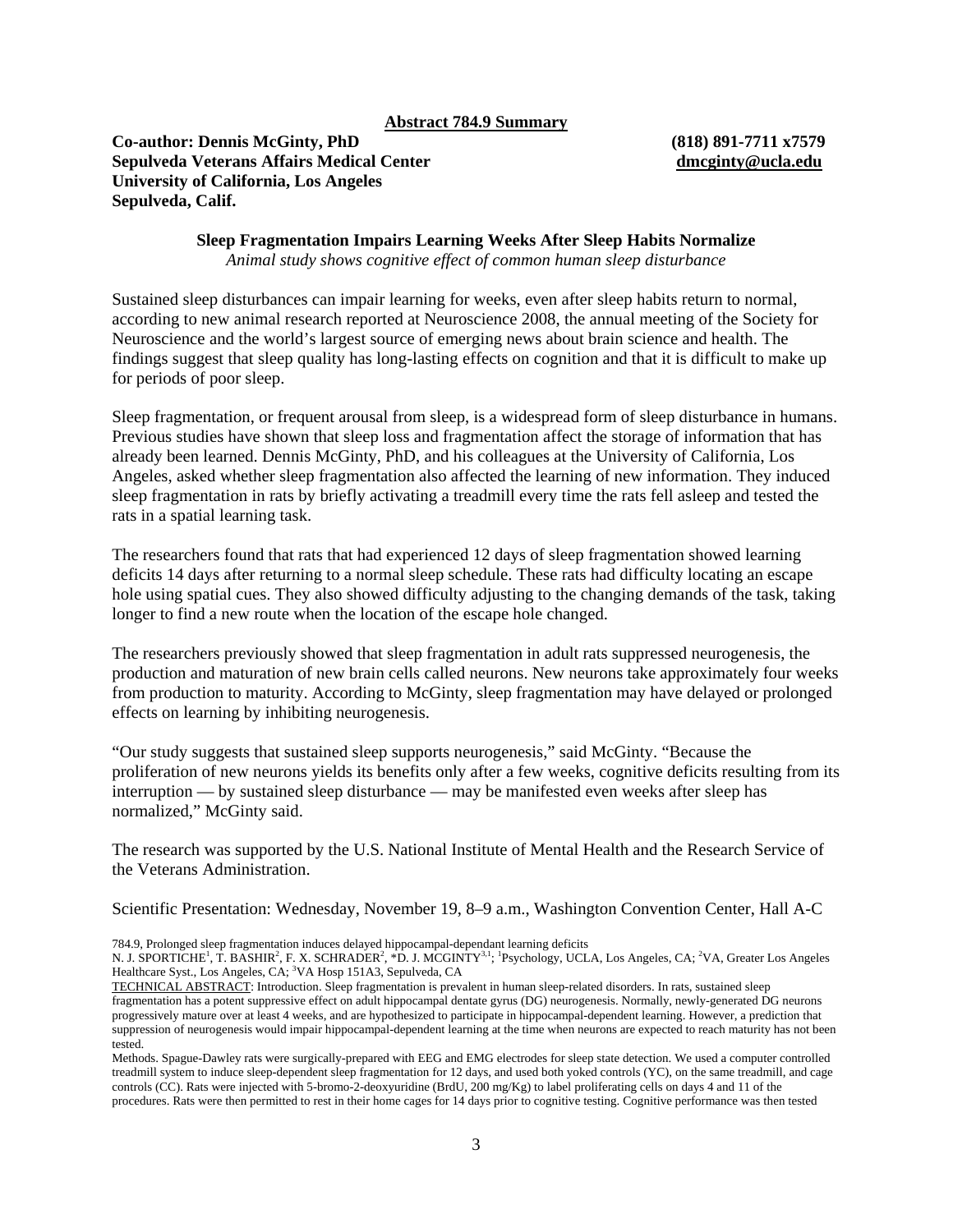**Abstract 784.9 Summary**

**Co-author: Dennis McGinty, PhD** **(818) 891-7711 x7579**
**Sepulveda Veterans Affairs Medical Center** **dmcginty@ucla.edu**
**University of California, Los Angeles**
**Sepulveda, Calif.**

**Sleep Fragmentation Impairs Learning Weeks After Sleep Habits Normalize**

*Animal study shows cognitive effect of common human sleep disturbance*

Sustained sleep disturbances can impair learning for weeks, even after sleep habits return to normal, according to new animal research reported at Neuroscience 2008, the annual meeting of the Society for Neuroscience and the world's largest source of emerging news about brain science and health. The findings suggest that sleep quality has long-lasting effects on cognition and that it is difficult to make up for periods of poor sleep.

Sleep fragmentation, or frequent arousal from sleep, is a widespread form of sleep disturbance in humans. Previous studies have shown that sleep loss and fragmentation affect the storage of information that has already been learned. Dennis McGinty, PhD, and his colleagues at the University of California, Los Angeles, asked whether sleep fragmentation also affected the learning of new information. They induced sleep fragmentation in rats by briefly activating a treadmill every time the rats fell asleep and tested the rats in a spatial learning task.

The researchers found that rats that had experienced 12 days of sleep fragmentation showed learning deficits 14 days after returning to a normal sleep schedule. These rats had difficulty locating an escape hole using spatial cues. They also showed difficulty adjusting to the changing demands of the task, taking longer to find a new route when the location of the escape hole changed.

The researchers previously showed that sleep fragmentation in adult rats suppressed neurogenesis, the production and maturation of new brain cells called neurons. New neurons take approximately four weeks from production to maturity. According to McGinty, sleep fragmentation may have delayed or prolonged effects on learning by inhibiting neurogenesis.

"Our study suggests that sustained sleep supports neurogenesis," said McGinty. "Because the proliferation of new neurons yields its benefits only after a few weeks, cognitive deficits resulting from its interruption — by sustained sleep disturbance — may be manifested even weeks after sleep has normalized," McGinty said.

The research was supported by the U.S. National Institute of Mental Health and the Research Service of the Veterans Administration.

Scientific Presentation: Wednesday, November 19, 8–9 a.m., Washington Convention Center, Hall A-C

784.9, Prolonged sleep fragmentation induces delayed hippocampal-dependant learning deficits

N. J. SPORTICHE[1], T. BASHIR[2], F. X. SCHRADER[2], *D. J. MCGINTY[3,1]; [1]Psychology, UCLA, Los Angeles, CA; [2]VA, Greater Los Angeles Healthcare Syst., Los Angeles, CA; [3]VA Hosp 151A3, Sepulveda, CA

TECHNICAL ABSTRACT: Introduction. Sleep fragmentation is prevalent in human sleep-related disorders. In rats, sustained sleep fragmentation has a potent suppressive effect on adult hippocampal dentate gyrus (DG) neurogenesis. Normally, newly-generated DG neurons progressively mature over at least 4 weeks, and are hypothesized to participate in hippocampal-dependent learning. However, a prediction that suppression of neurogenesis would impair hippocampal-dependent learning at the time when neurons are expected to reach maturity has not been tested.

Methods. Sprague-Dawley rats were surgically-prepared with EEG and EMG electrodes for sleep state detection. We used a computer controlled treadmill system to induce sleep-dependent sleep fragmentation for 12 days, and used both yoked controls (YC), on the same treadmill, and cage controls (CC). Rats were injected with 5-bromo-2-deoxyuridine (BrdU, 200 mg/Kg) to label proliferating cells on days 4 and 11 of the procedures. Rats were then permitted to rest in their home cages for 14 days prior to cognitive testing. Cognitive performance was then tested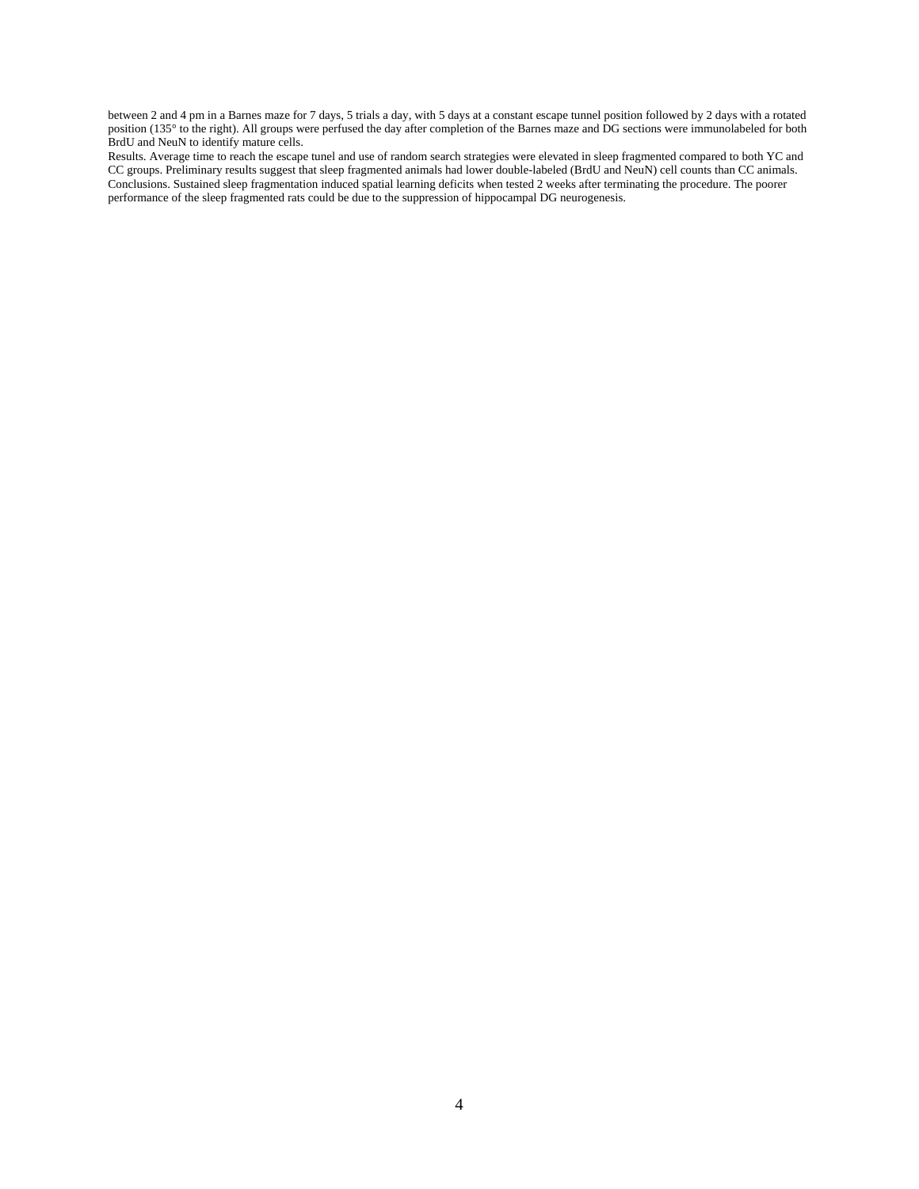between 2 and 4 pm in a Barnes maze for 7 days, 5 trials a day, with 5 days at a constant escape tunnel position followed by 2 days with a rotated position (135° to the right). All groups were perfused the day after completion of the Barnes maze and DG sections were immunolabeled for both BrdU and NeuN to identify mature cells.

Results. Average time to reach the escape tunel and use of random search strategies were elevated in sleep fragmented compared to both YC and CC groups. Preliminary results suggest that sleep fragmented animals had lower double-labeled (BrdU and NeuN) cell counts than CC animals.

Conclusions. Sustained sleep fragmentation induced spatial learning deficits when tested 2 weeks after terminating the procedure. The poorer performance of the sleep fragmented rats could be due to the suppression of hippocampal DG neurogenesis.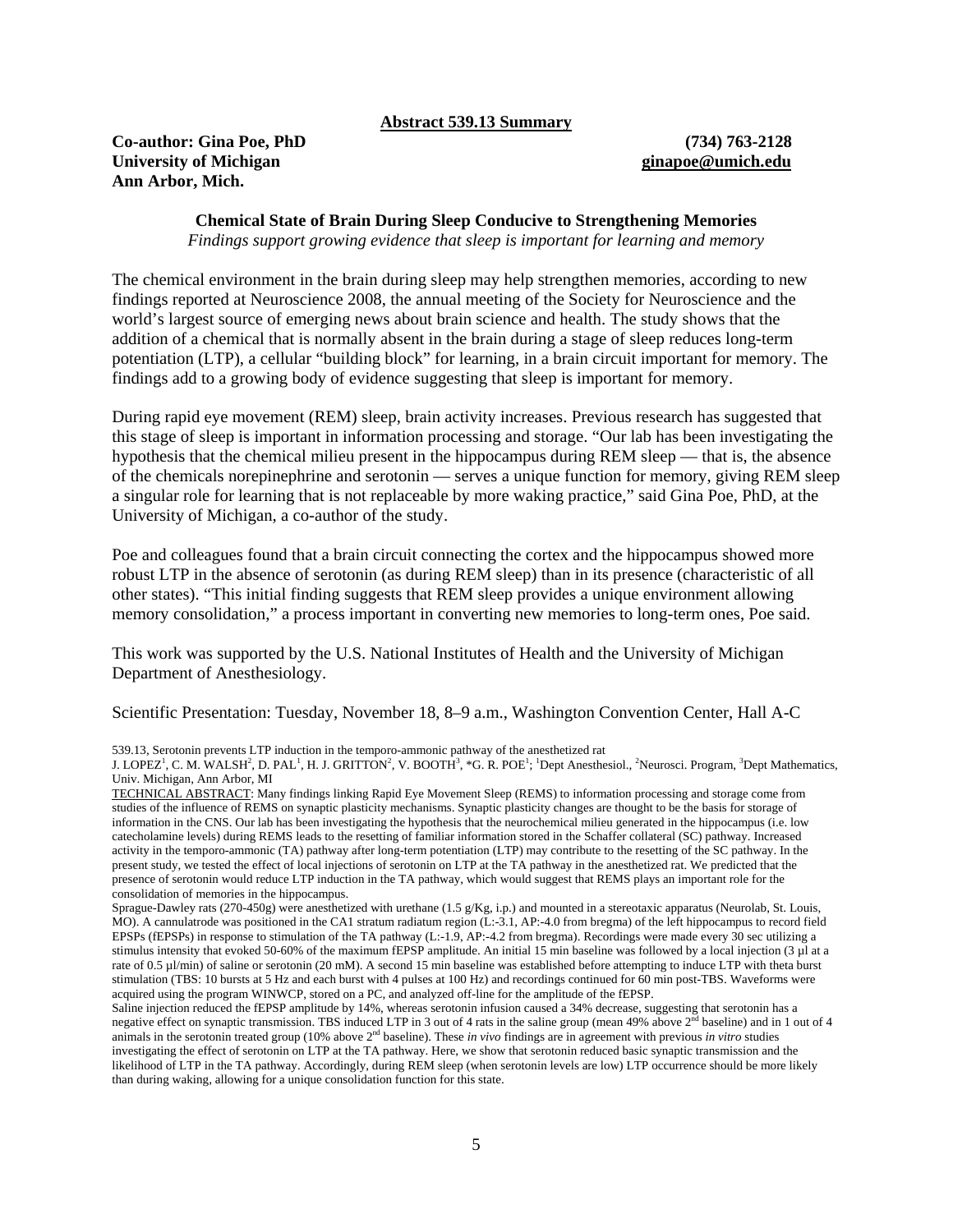**Abstract 539.13 Summary**

**Co-author: Gina Poe, PhD** **(734) 763-2128**
**University of Michigan** **ginapoe@umich.edu**
**Ann Arbor, Mich.**

**Chemical State of Brain During Sleep Conducive to Strengthening Memories**

*Findings support growing evidence that sleep is important for learning and memory*

The chemical environment in the brain during sleep may help strengthen memories, according to new findings reported at Neuroscience 2008, the annual meeting of the Society for Neuroscience and the world's largest source of emerging news about brain science and health. The study shows that the addition of a chemical that is normally absent in the brain during a stage of sleep reduces long-term potentiation (LTP), a cellular "building block" for learning, in a brain circuit important for memory. The findings add to a growing body of evidence suggesting that sleep is important for memory.

During rapid eye movement (REM) sleep, brain activity increases. Previous research has suggested that this stage of sleep is important in information processing and storage. "Our lab has been investigating the hypothesis that the chemical milieu present in the hippocampus during REM sleep — that is, the absence of the chemicals norepinephrine and serotonin — serves a unique function for memory, giving REM sleep a singular role for learning that is not replaceable by more waking practice," said Gina Poe, PhD, at the University of Michigan, a co-author of the study.

Poe and colleagues found that a brain circuit connecting the cortex and the hippocampus showed more robust LTP in the absence of serotonin (as during REM sleep) than in its presence (characteristic of all other states). "This initial finding suggests that REM sleep provides a unique environment allowing memory consolidation," a process important in converting new memories to long-term ones, Poe said.

This work was supported by the U.S. National Institutes of Health and the University of Michigan Department of Anesthesiology.

Scientific Presentation: Tuesday, November 18, 8–9 a.m., Washington Convention Center, Hall A-C

539.13, Serotonin prevents LTP induction in the temporo-ammonic pathway of the anesthetized rat

J. LOPEZ[1], C. M. WALSH[2], D. PAL[1], H. J. GRITTON[2], V. BOOTH[3], *G. R. POE[1]; [1]Dept Anesthesiol., [2]Neurosci. Program, [3]Dept Mathematics, Univ. Michigan, Ann Arbor, MI

TECHNICAL ABSTRACT: Many findings linking Rapid Eye Movement Sleep (REMS) to information processing and storage come from studies of the influence of REMS on synaptic plasticity mechanisms. Synaptic plasticity changes are thought to be the basis for storage of information in the CNS. Our lab has been investigating the hypothesis that the neurochemical milieu generated in the hippocampus (i.e. low catecholamine levels) during REMS leads to the resetting of familiar information stored in the Schaffer collateral (SC) pathway. Increased activity in the temporo-ammonic (TA) pathway after long-term potentiation (LTP) may contribute to the resetting of the SC pathway. In the present study, we tested the effect of local injections of serotonin on LTP at the TA pathway in the anesthetized rat. We predicted that the presence of serotonin would reduce LTP induction in the TA pathway, which would suggest that REMS plays an important role for the consolidation of memories in the hippocampus.

Sprague-Dawley rats (270-450g) were anesthetized with urethane (1.5 g/Kg, i.p.) and mounted in a stereotaxic apparatus (Neurolab, St. Louis, MO). A cannulatrode was positioned in the CA1 stratum radiatum region (L:-3.1, AP:-4.0 from bregma) of the left hippocampus to record field EPSPs (fEPSPs) in response to stimulation of the TA pathway (L:-1.9, AP:-4.2 from bregma). Recordings were made every 30 sec utilizing a stimulus intensity that evoked 50-60% of the maximum fEPSP amplitude. An initial 15 min baseline was followed by a local injection (3 µl at a rate of 0.5 µl/min) of saline or serotonin (20 mM). A second 15 min baseline was established before attempting to induce LTP with theta burst stimulation (TBS: 10 bursts at 5 Hz and each burst with 4 pulses at 100 Hz) and recordings continued for 60 min post-TBS. Waveforms were acquired using the program WINWCP, stored on a PC, and analyzed off-line for the amplitude of the fEPSP.

Saline injection reduced the fEPSP amplitude by 14%, whereas serotonin infusion caused a 34% decrease, suggesting that serotonin has a negative effect on synaptic transmission. TBS induced LTP in 3 out of 4 rats in the saline group (mean 49% above 2nd baseline) and in 1 out of 4 animals in the serotonin treated group (10% above 2nd baseline). These *in vivo* findings are in agreement with previous *in vitro* studies investigating the effect of serotonin on LTP at the TA pathway. Here, we show that serotonin reduced basic synaptic transmission and the likelihood of LTP in the TA pathway. Accordingly, during REM sleep (when serotonin levels are low) LTP occurrence should be more likely than during waking, allowing for a unique consolidation function for this state.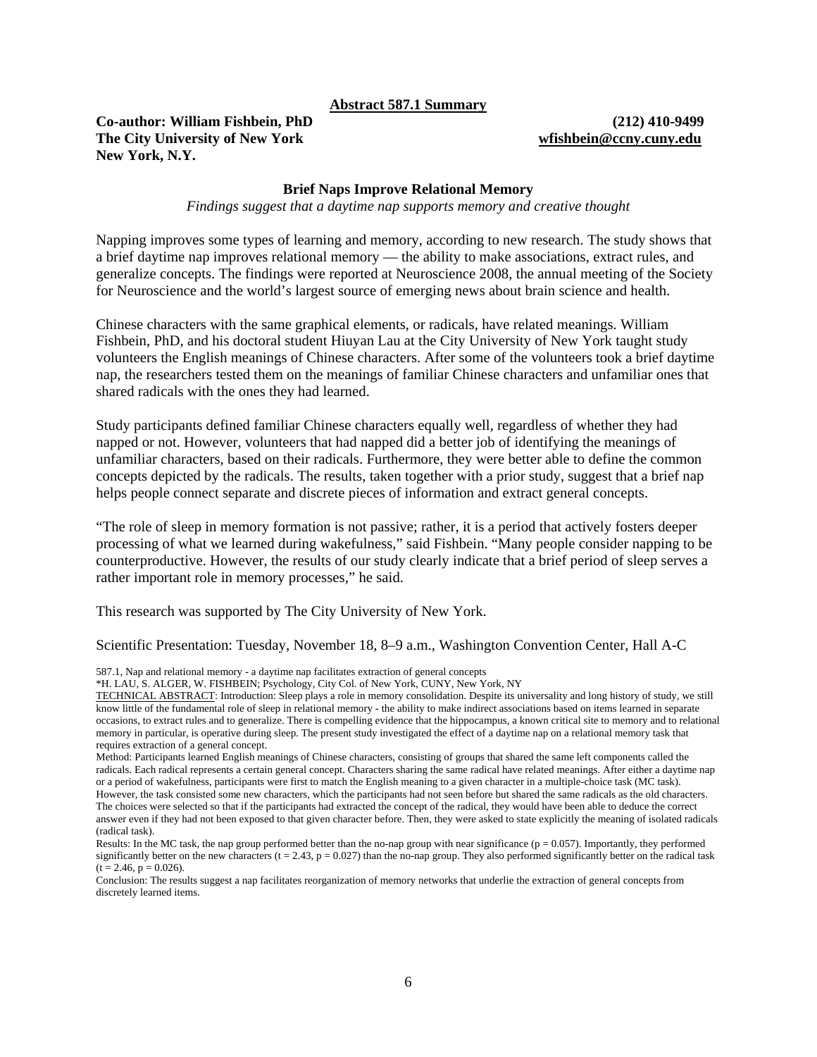**Abstract 587.1 Summary**

**Co-author: William Fishbein, PhD** **(212) 410-9499**
**The City University of New York** **wfishbein@ccny.cuny.edu**
**New York, N.Y.**

### Brief Naps Improve Relational Memory

*Findings suggest that a daytime nap supports memory and creative thought*

Napping improves some types of learning and memory, according to new research. The study shows that a brief daytime nap improves relational memory — the ability to make associations, extract rules, and generalize concepts. The findings were reported at Neuroscience 2008, the annual meeting of the Society for Neuroscience and the world's largest source of emerging news about brain science and health.

Chinese characters with the same graphical elements, or radicals, have related meanings. William Fishbein, PhD, and his doctoral student Hiuyan Lau at the City University of New York taught study volunteers the English meanings of Chinese characters. After some of the volunteers took a brief daytime nap, the researchers tested them on the meanings of familiar Chinese characters and unfamiliar ones that shared radicals with the ones they had learned.

Study participants defined familiar Chinese characters equally well, regardless of whether they had napped or not. However, volunteers that had napped did a better job of identifying the meanings of unfamiliar characters, based on their radicals. Furthermore, they were better able to define the common concepts depicted by the radicals. The results, taken together with a prior study, suggest that a brief nap helps people connect separate and discrete pieces of information and extract general concepts.

"The role of sleep in memory formation is not passive; rather, it is a period that actively fosters deeper processing of what we learned during wakefulness," said Fishbein. "Many people consider napping to be counterproductive. However, the results of our study clearly indicate that a brief period of sleep serves a rather important role in memory processes," he said.

This research was supported by The City University of New York.

Scientific Presentation: Tuesday, November 18, 8–9 a.m., Washington Convention Center, Hall A-C

587.1, Nap and relational memory - a daytime nap facilitates extraction of general concepts
*H. LAU, S. ALGER, W. FISHBEIN; Psychology, City Col. of New York, CUNY, New York, NY

TECHNICAL ABSTRACT: Introduction: Sleep plays a role in memory consolidation. Despite its universality and long history of study, we still know little of the fundamental role of sleep in relational memory - the ability to make indirect associations based on items learned in separate occasions, to extract rules and to generalize. There is compelling evidence that the hippocampus, a known critical site to memory and to relational memory in particular, is operative during sleep. The present study investigated the effect of a daytime nap on a relational memory task that requires extraction of a general concept.

Method: Participants learned English meanings of Chinese characters, consisting of groups that shared the same left components called the radicals. Each radical represents a certain general concept. Characters sharing the same radical have related meanings. After either a daytime nap or a period of wakefulness, participants were first to match the English meaning to a given character in a multiple-choice task (MC task). However, the task consisted some new characters, which the participants had not seen before but shared the same radicals as the old characters. The choices were selected so that if the participants had extracted the concept of the radical, they would have been able to deduce the correct answer even if they had not been exposed to that given character before. Then, they were asked to state explicitly the meaning of isolated radicals (radical task).

Results: In the MC task, the nap group performed better than the no-nap group with near significance ($p = 0.057$). Importantly, they performed significantly better on the new characters ($t = 2.43$, $p = 0.027$) than the no-nap group. They also performed significantly better on the radical task ($t = 2.46$, $p = 0.026$).

Conclusion: The results suggest a nap facilitates reorganization of memory networks that underlie the extraction of general concepts from discretely learned items.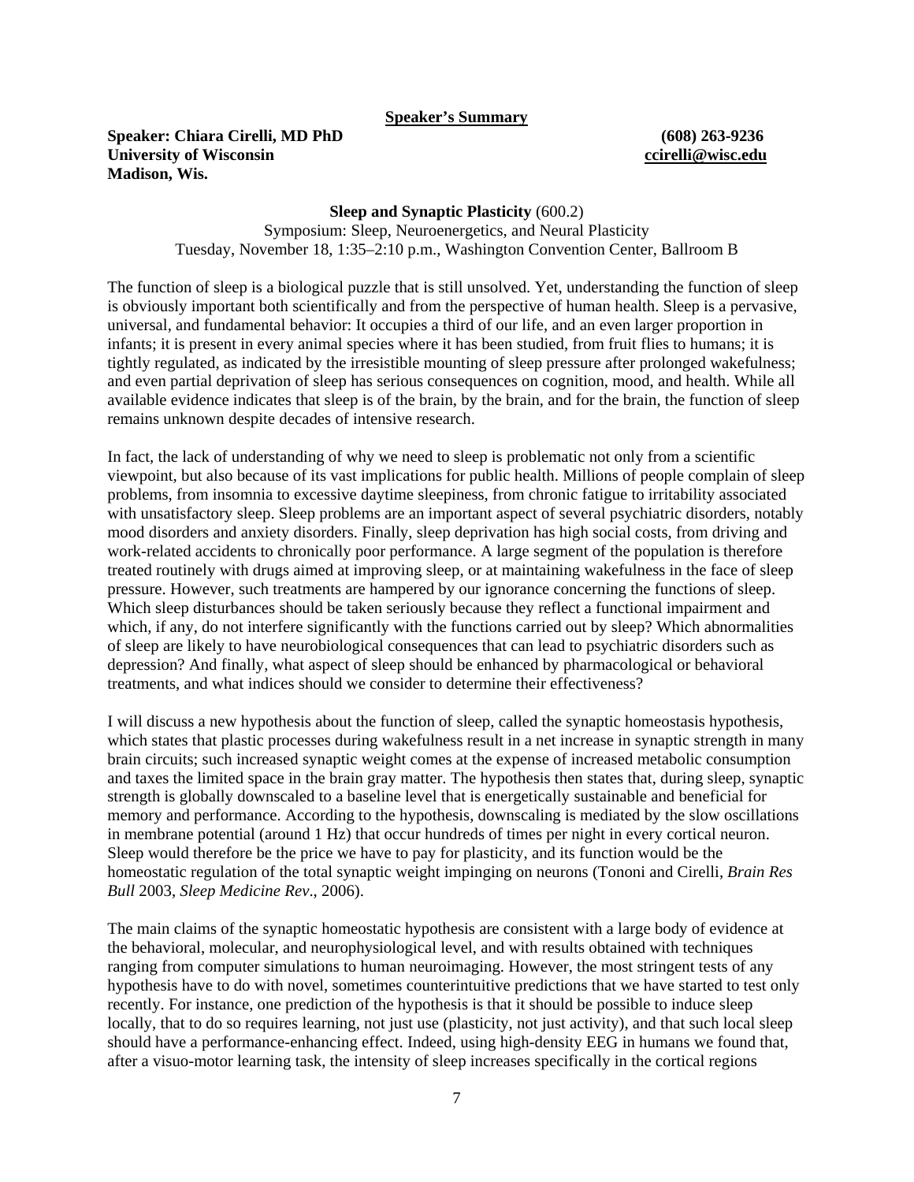**Speaker's Summary**

**Speaker: Chiara Cirelli, MD PhD** **(608) 263-9236**
**University of Wisconsin** **ccirelli@wisc.edu**
**Madison, Wis.**

**Sleep and Synaptic Plasticity** (600.2)
Symposium: Sleep, Neuroenergetics, and Neural Plasticity
Tuesday, November 18, 1:35–2:10 p.m., Washington Convention Center, Ballroom B

The function of sleep is a biological puzzle that is still unsolved. Yet, understanding the function of sleep is obviously important both scientifically and from the perspective of human health. Sleep is a pervasive, universal, and fundamental behavior: It occupies a third of our life, and an even larger proportion in infants; it is present in every animal species where it has been studied, from fruit flies to humans; it is tightly regulated, as indicated by the irresistible mounting of sleep pressure after prolonged wakefulness; and even partial deprivation of sleep has serious consequences on cognition, mood, and health. While all available evidence indicates that sleep is of the brain, by the brain, and for the brain, the function of sleep remains unknown despite decades of intensive research.

In fact, the lack of understanding of why we need to sleep is problematic not only from a scientific viewpoint, but also because of its vast implications for public health. Millions of people complain of sleep problems, from insomnia to excessive daytime sleepiness, from chronic fatigue to irritability associated with unsatisfactory sleep. Sleep problems are an important aspect of several psychiatric disorders, notably mood disorders and anxiety disorders. Finally, sleep deprivation has high social costs, from driving and work-related accidents to chronically poor performance. A large segment of the population is therefore treated routinely with drugs aimed at improving sleep, or at maintaining wakefulness in the face of sleep pressure. However, such treatments are hampered by our ignorance concerning the functions of sleep. Which sleep disturbances should be taken seriously because they reflect a functional impairment and which, if any, do not interfere significantly with the functions carried out by sleep? Which abnormalities of sleep are likely to have neurobiological consequences that can lead to psychiatric disorders such as depression? And finally, what aspect of sleep should be enhanced by pharmacological or behavioral treatments, and what indices should we consider to determine their effectiveness?

I will discuss a new hypothesis about the function of sleep, called the synaptic homeostasis hypothesis, which states that plastic processes during wakefulness result in a net increase in synaptic strength in many brain circuits; such increased synaptic weight comes at the expense of increased metabolic consumption and taxes the limited space in the brain gray matter. The hypothesis then states that, during sleep, synaptic strength is globally downscaled to a baseline level that is energetically sustainable and beneficial for memory and performance. According to the hypothesis, downscaling is mediated by the slow oscillations in membrane potential (around 1 Hz) that occur hundreds of times per night in every cortical neuron. Sleep would therefore be the price we have to pay for plasticity, and its function would be the homeostatic regulation of the total synaptic weight impinging on neurons (Tononi and Cirelli, *Brain Res Bull* 2003, *Sleep Medicine Rev*., 2006).

The main claims of the synaptic homeostatic hypothesis are consistent with a large body of evidence at the behavioral, molecular, and neurophysiological level, and with results obtained with techniques ranging from computer simulations to human neuroimaging. However, the most stringent tests of any hypothesis have to do with novel, sometimes counterintuitive predictions that we have started to test only recently. For instance, one prediction of the hypothesis is that it should be possible to induce sleep locally, that to do so requires learning, not just use (plasticity, not just activity), and that such local sleep should have a performance-enhancing effect. Indeed, using high-density EEG in humans we found that, after a visuo-motor learning task, the intensity of sleep increases specifically in the cortical regions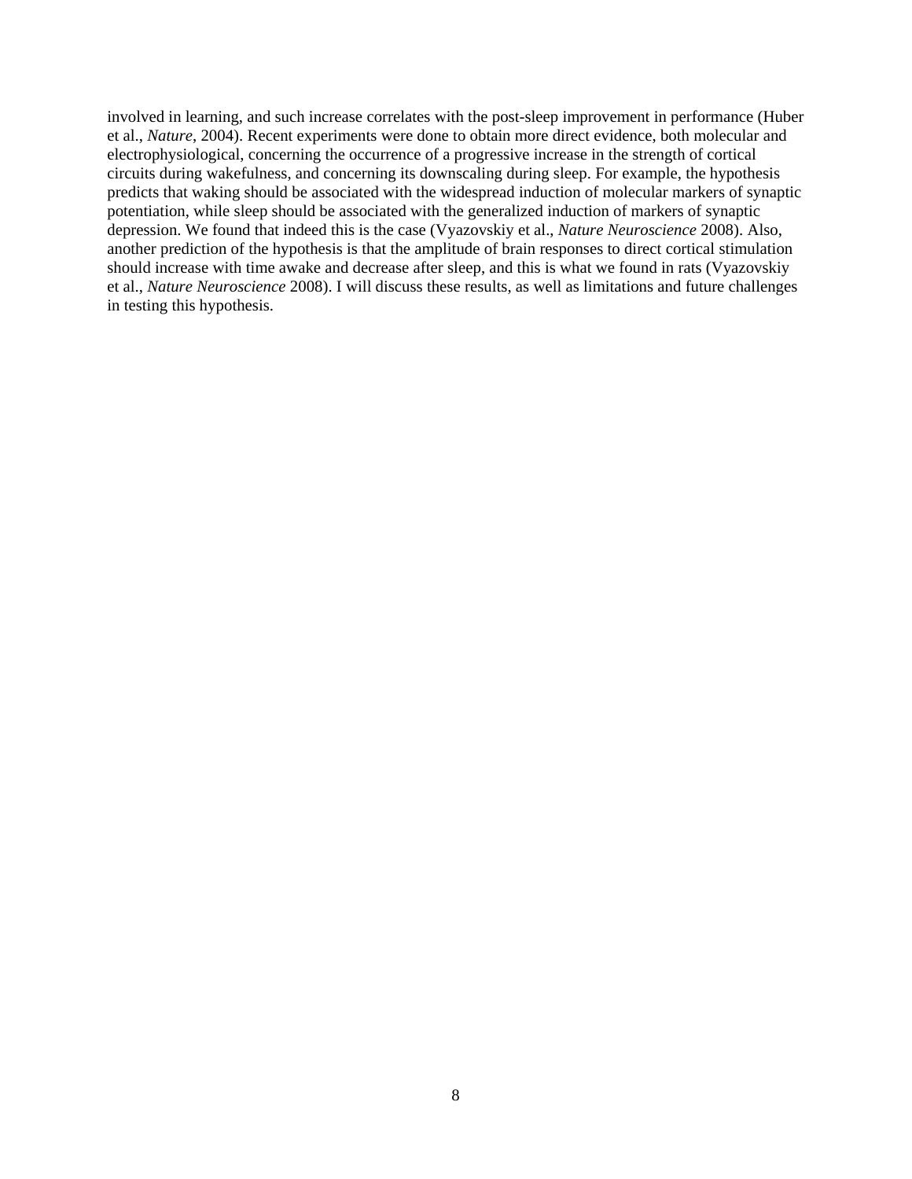involved in learning, and such increase correlates with the post-sleep improvement in performance (Huber et al., *Nature*, 2004). Recent experiments were done to obtain more direct evidence, both molecular and electrophysiological, concerning the occurrence of a progressive increase in the strength of cortical circuits during wakefulness, and concerning its downscaling during sleep. For example, the hypothesis predicts that waking should be associated with the widespread induction of molecular markers of synaptic potentiation, while sleep should be associated with the generalized induction of markers of synaptic depression. We found that indeed this is the case (Vyazovskiy et al., *Nature Neuroscience* 2008). Also, another prediction of the hypothesis is that the amplitude of brain responses to direct cortical stimulation should increase with time awake and decrease after sleep, and this is what we found in rats (Vyazovskiy et al., *Nature Neuroscience* 2008). I will discuss these results, as well as limitations and future challenges in testing this hypothesis.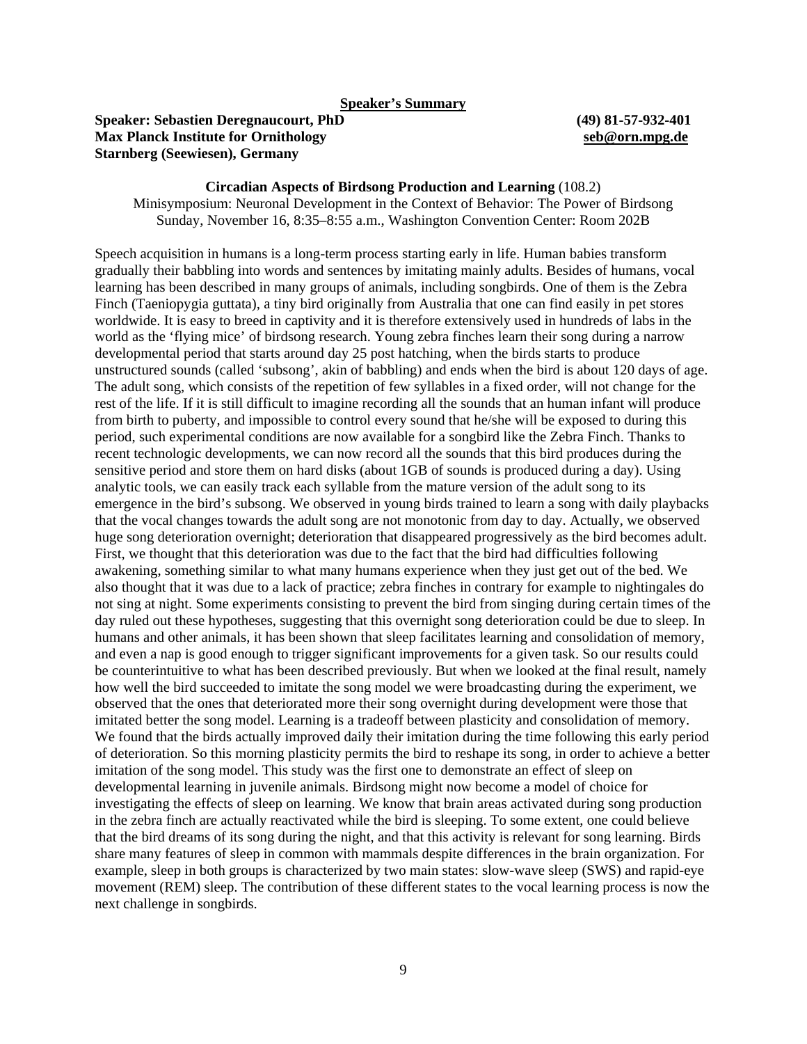**Speaker's Summary**

**Speaker: Sebastien Deregnaucourt, PhD** **(49) 81-57-932-401**
**Max Planck Institute for Ornithology** **seb@orn.mpg.de**
**Starnberg (Seewiesen), Germany**

**Circadian Aspects of Birdsong Production and Learning** (108.2)
Minisymposium: Neuronal Development in the Context of Behavior: The Power of Birdsong
Sunday, November 16, 8:35–8:55 a.m., Washington Convention Center: Room 202B

Speech acquisition in humans is a long-term process starting early in life. Human babies transform gradually their babbling into words and sentences by imitating mainly adults. Besides of humans, vocal learning has been described in many groups of animals, including songbirds. One of them is the Zebra Finch (Taeniopygia guttata), a tiny bird originally from Australia that one can find easily in pet stores worldwide. It is easy to breed in captivity and it is therefore extensively used in hundreds of labs in the world as the 'flying mice' of birdsong research. Young zebra finches learn their song during a narrow developmental period that starts around day 25 post hatching, when the birds starts to produce unstructured sounds (called 'subsong', akin of babbling) and ends when the bird is about 120 days of age. The adult song, which consists of the repetition of few syllables in a fixed order, will not change for the rest of the life. If it is still difficult to imagine recording all the sounds that an human infant will produce from birth to puberty, and impossible to control every sound that he/she will be exposed to during this period, such experimental conditions are now available for a songbird like the Zebra Finch. Thanks to recent technologic developments, we can now record all the sounds that this bird produces during the sensitive period and store them on hard disks (about 1GB of sounds is produced during a day). Using analytic tools, we can easily track each syllable from the mature version of the adult song to its emergence in the bird's subsong. We observed in young birds trained to learn a song with daily playbacks that the vocal changes towards the adult song are not monotonic from day to day. Actually, we observed huge song deterioration overnight; deterioration that disappeared progressively as the bird becomes adult. First, we thought that this deterioration was due to the fact that the bird had difficulties following awakening, something similar to what many humans experience when they just get out of the bed. We also thought that it was due to a lack of practice; zebra finches in contrary for example to nightingales do not sing at night. Some experiments consisting to prevent the bird from singing during certain times of the day ruled out these hypotheses, suggesting that this overnight song deterioration could be due to sleep. In humans and other animals, it has been shown that sleep facilitates learning and consolidation of memory, and even a nap is good enough to trigger significant improvements for a given task. So our results could be counterintuitive to what has been described previously. But when we looked at the final result, namely how well the bird succeeded to imitate the song model we were broadcasting during the experiment, we observed that the ones that deteriorated more their song overnight during development were those that imitated better the song model. Learning is a tradeoff between plasticity and consolidation of memory. We found that the birds actually improved daily their imitation during the time following this early period of deterioration. So this morning plasticity permits the bird to reshape its song, in order to achieve a better imitation of the song model. This study was the first one to demonstrate an effect of sleep on developmental learning in juvenile animals. Birdsong might now become a model of choice for investigating the effects of sleep on learning. We know that brain areas activated during song production in the zebra finch are actually reactivated while the bird is sleeping. To some extent, one could believe that the bird dreams of its song during the night, and that this activity is relevant for song learning. Birds share many features of sleep in common with mammals despite differences in the brain organization. For example, sleep in both groups is characterized by two main states: slow-wave sleep (SWS) and rapid-eye movement (REM) sleep. The contribution of these different states to the vocal learning process is now the next challenge in songbirds.